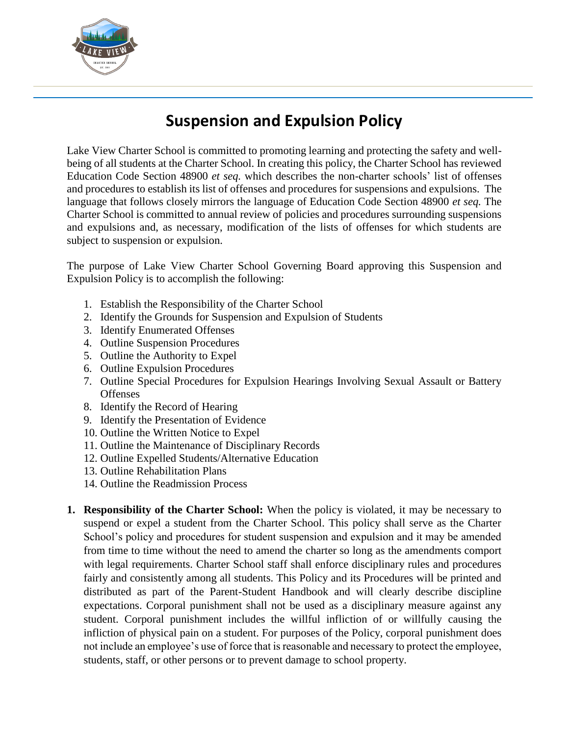# Suspension and Expulsion Policy

Lake View Charter School is committed to promoting learning and protecting the safety and well-being of all students at the Charter School. In creating this policy, the Charter School has reviewed Education Code Section 48900 *et seq.* which describes the non-charter schools' list of offenses and procedures to establish its list of offenses and procedures for suspensions and expulsions. The language that follows closely mirrors the language of Education Code Section 48900 *et seq.* The Charter School is committed to annual review of policies and procedures surrounding suspensions and expulsions and, as necessary, modification of the lists of offenses for which students are subject to suspension or expulsion.

The purpose of Lake View Charter School Governing Board approving this Suspension and Expulsion Policy is to accomplish the following:

1. Establish the Responsibility of the Charter School
2. Identify the Grounds for Suspension and Expulsion of Students
3. Identify Enumerated Offenses
4. Outline Suspension Procedures
5. Outline the Authority to Expel
6. Outline Expulsion Procedures
7. Outline Special Procedures for Expulsion Hearings Involving Sexual Assault or Battery Offenses
8. Identify the Record of Hearing
9. Identify the Presentation of Evidence
10. Outline the Written Notice to Expel
11. Outline the Maintenance of Disciplinary Records
12. Outline Expelled Students/Alternative Education
13. Outline Rehabilitation Plans
14. Outline the Readmission Process

1. **Responsibility of the Charter School:** When the policy is violated, it may be necessary to suspend or expel a student from the Charter School. This policy shall serve as the Charter School's policy and procedures for student suspension and expulsion and it may be amended from time to time without the need to amend the charter so long as the amendments comport with legal requirements. Charter School staff shall enforce disciplinary rules and procedures fairly and consistently among all students. This Policy and its Procedures will be printed and distributed as part of the Parent-Student Handbook and will clearly describe discipline expectations. Corporal punishment shall not be used as a disciplinary measure against any student. Corporal punishment includes the willful infliction of or willfully causing the infliction of physical pain on a student. For purposes of the Policy, corporal punishment does not include an employee's use of force that is reasonable and necessary to protect the employee, students, staff, or other persons or to prevent damage to school property.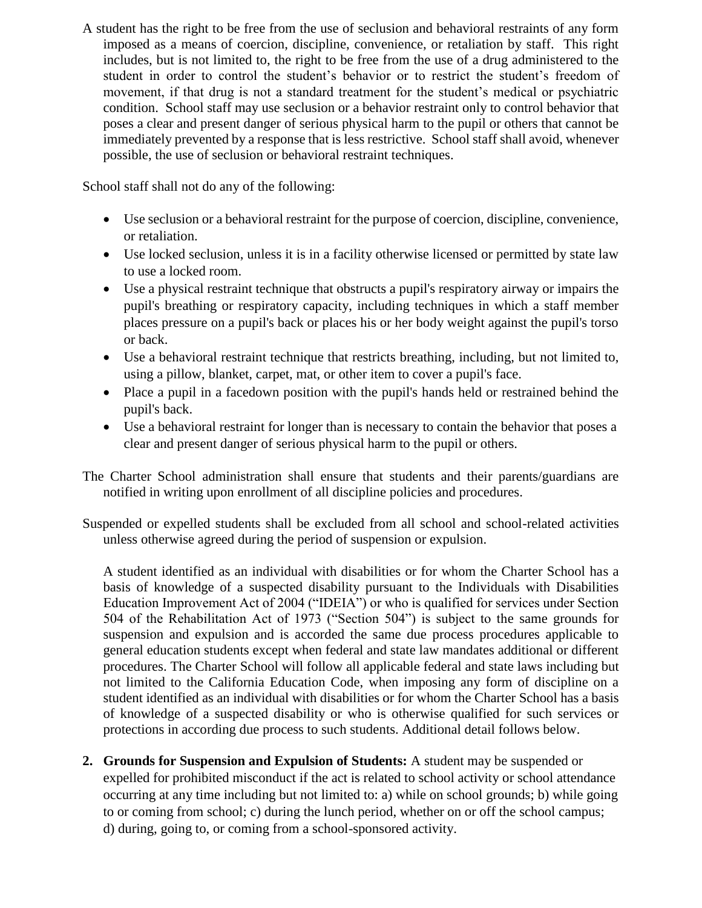A student has the right to be free from the use of seclusion and behavioral restraints of any form imposed as a means of coercion, discipline, convenience, or retaliation by staff. This right includes, but is not limited to, the right to be free from the use of a drug administered to the student in order to control the student's behavior or to restrict the student's freedom of movement, if that drug is not a standard treatment for the student's medical or psychiatric condition. School staff may use seclusion or a behavior restraint only to control behavior that poses a clear and present danger of serious physical harm to the pupil or others that cannot be immediately prevented by a response that is less restrictive. School staff shall avoid, whenever possible, the use of seclusion or behavioral restraint techniques.

School staff shall not do any of the following:

- Use seclusion or a behavioral restraint for the purpose of coercion, discipline, convenience, or retaliation.
- Use locked seclusion, unless it is in a facility otherwise licensed or permitted by state law to use a locked room.
- Use a physical restraint technique that obstructs a pupil's respiratory airway or impairs the pupil's breathing or respiratory capacity, including techniques in which a staff member places pressure on a pupil's back or places his or her body weight against the pupil's torso or back.
- Use a behavioral restraint technique that restricts breathing, including, but not limited to, using a pillow, blanket, carpet, mat, or other item to cover a pupil's face.
- Place a pupil in a facedown position with the pupil's hands held or restrained behind the pupil's back.
- Use a behavioral restraint for longer than is necessary to contain the behavior that poses a clear and present danger of serious physical harm to the pupil or others.

The Charter School administration shall ensure that students and their parents/guardians are notified in writing upon enrollment of all discipline policies and procedures.

Suspended or expelled students shall be excluded from all school and school-related activities unless otherwise agreed during the period of suspension or expulsion.

A student identified as an individual with disabilities or for whom the Charter School has a basis of knowledge of a suspected disability pursuant to the Individuals with Disabilities Education Improvement Act of 2004 ("IDEIA") or who is qualified for services under Section 504 of the Rehabilitation Act of 1973 ("Section 504") is subject to the same grounds for suspension and expulsion and is accorded the same due process procedures applicable to general education students except when federal and state law mandates additional or different procedures. The Charter School will follow all applicable federal and state laws including but not limited to the California Education Code, when imposing any form of discipline on a student identified as an individual with disabilities or for whom the Charter School has a basis of knowledge of a suspected disability or who is otherwise qualified for such services or protections in according due process to such students. Additional detail follows below.

2. **Grounds for Suspension and Expulsion of Students:** A student may be suspended or expelled for prohibited misconduct if the act is related to school activity or school attendance occurring at any time including but not limited to: a) while on school grounds; b) while going to or coming from school; c) during the lunch period, whether on or off the school campus; d) during, going to, or coming from a school-sponsored activity.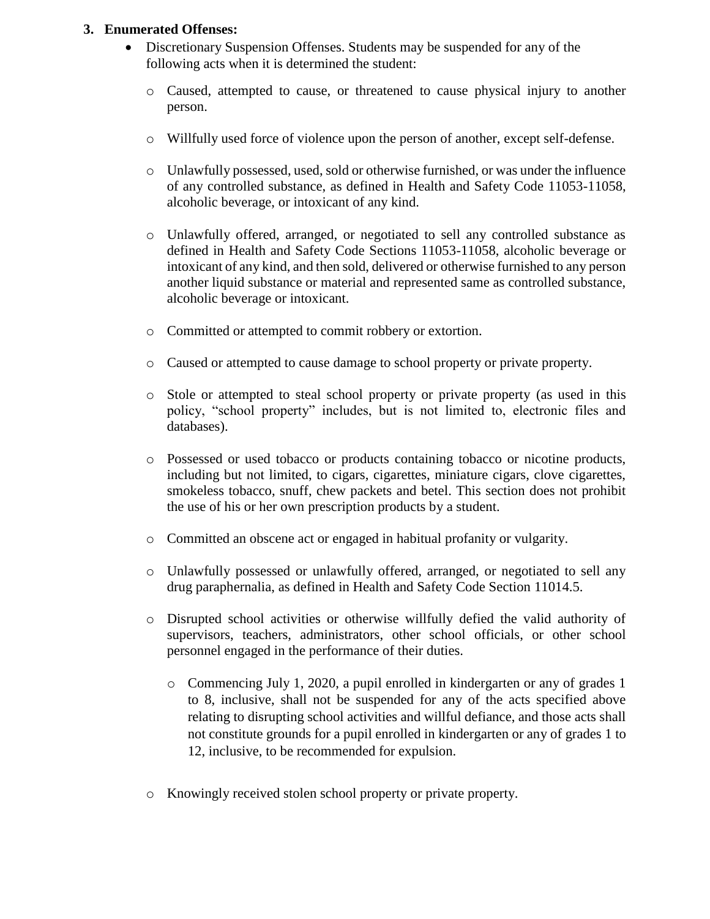3. **Enumerated Offenses:**
   - Discretionary Suspension Offenses. Students may be suspended for any of the following acts when it is determined the student:
     - Caused, attempted to cause, or threatened to cause physical injury to another person.
     - Willfully used force of violence upon the person of another, except self-defense.
     - Unlawfully possessed, used, sold or otherwise furnished, or was under the influence of any controlled substance, as defined in Health and Safety Code 11053-11058, alcoholic beverage, or intoxicant of any kind.
     - Unlawfully offered, arranged, or negotiated to sell any controlled substance as defined in Health and Safety Code Sections 11053-11058, alcoholic beverage or intoxicant of any kind, and then sold, delivered or otherwise furnished to any person another liquid substance or material and represented same as controlled substance, alcoholic beverage or intoxicant.
     - Committed or attempted to commit robbery or extortion.
     - Caused or attempted to cause damage to school property or private property.
     - Stole or attempted to steal school property or private property (as used in this policy, "school property" includes, but is not limited to, electronic files and databases).
     - Possessed or used tobacco or products containing tobacco or nicotine products, including but not limited, to cigars, cigarettes, miniature cigars, clove cigarettes, smokeless tobacco, snuff, chew packets and betel. This section does not prohibit the use of his or her own prescription products by a student.
     - Committed an obscene act or engaged in habitual profanity or vulgarity.
     - Unlawfully possessed or unlawfully offered, arranged, or negotiated to sell any drug paraphernalia, as defined in Health and Safety Code Section 11014.5.
     - Disrupted school activities or otherwise willfully defied the valid authority of supervisors, teachers, administrators, other school officials, or other school personnel engaged in the performance of their duties.
       - Commencing July 1, 2020, a pupil enrolled in kindergarten or any of grades 1 to 8, inclusive, shall not be suspended for any of the acts specified above relating to disrupting school activities and willful defiance, and those acts shall not constitute grounds for a pupil enrolled in kindergarten or any of grades 1 to 12, inclusive, to be recommended for expulsion.
     - Knowingly received stolen school property or private property.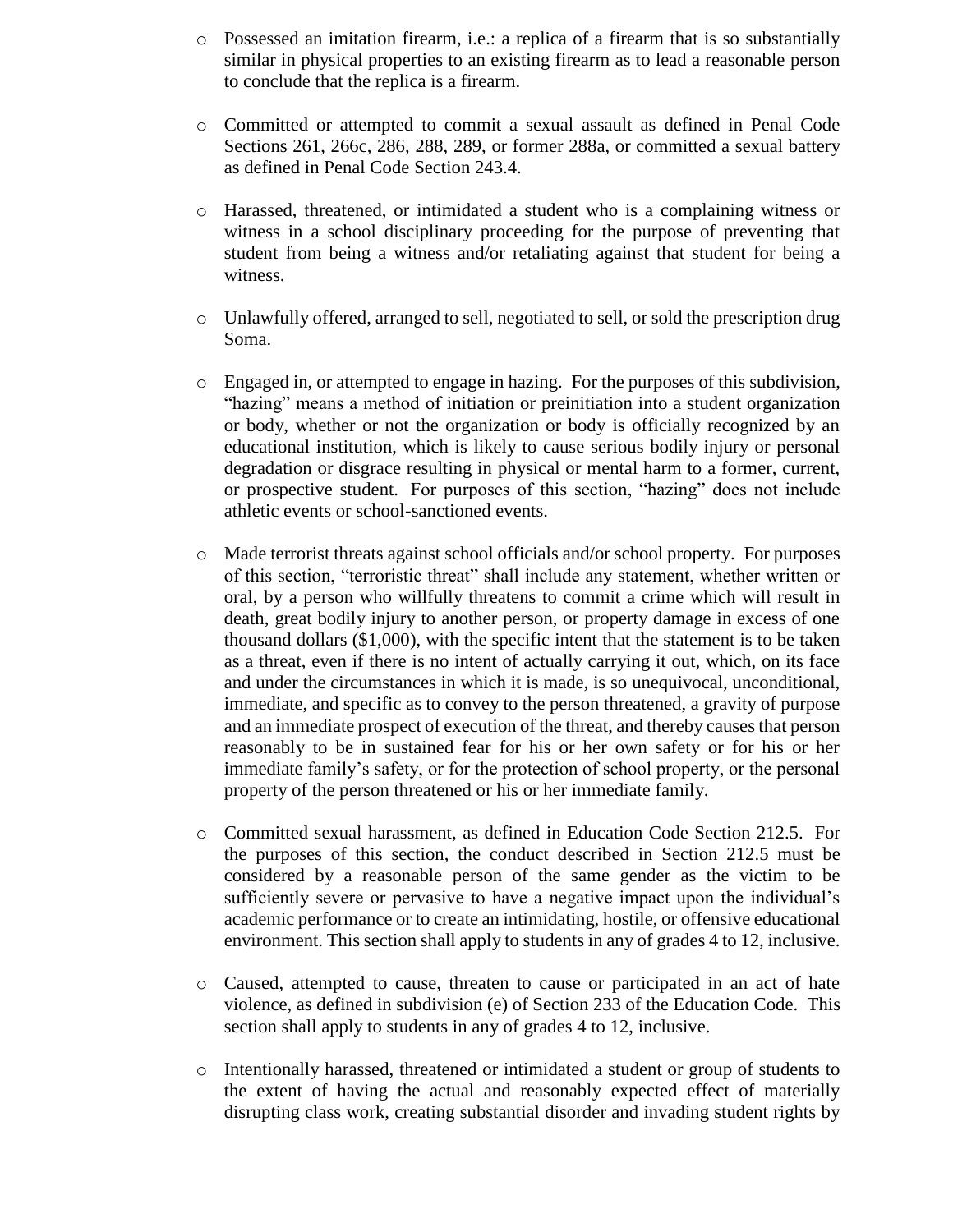- Possessed an imitation firearm, i.e.: a replica of a firearm that is so substantially similar in physical properties to an existing firearm as to lead a reasonable person to conclude that the replica is a firearm.

- Committed or attempted to commit a sexual assault as defined in Penal Code Sections 261, 266c, 286, 288, 289, or former 288a, or committed a sexual battery as defined in Penal Code Section 243.4.

- Harassed, threatened, or intimidated a student who is a complaining witness or witness in a school disciplinary proceeding for the purpose of preventing that student from being a witness and/or retaliating against that student for being a witness.

- Unlawfully offered, arranged to sell, negotiated to sell, or sold the prescription drug Soma.

- Engaged in, or attempted to engage in hazing. For the purposes of this subdivision, "hazing" means a method of initiation or preinitiation into a student organization or body, whether or not the organization or body is officially recognized by an educational institution, which is likely to cause serious bodily injury or personal degradation or disgrace resulting in physical or mental harm to a former, current, or prospective student. For purposes of this section, "hazing" does not include athletic events or school-sanctioned events.

- Made terrorist threats against school officials and/or school property. For purposes of this section, "terroristic threat" shall include any statement, whether written or oral, by a person who willfully threatens to commit a crime which will result in death, great bodily injury to another person, or property damage in excess of one thousand dollars ($1,000), with the specific intent that the statement is to be taken as a threat, even if there is no intent of actually carrying it out, which, on its face and under the circumstances in which it is made, is so unequivocal, unconditional, immediate, and specific as to convey to the person threatened, a gravity of purpose and an immediate prospect of execution of the threat, and thereby causes that person reasonably to be in sustained fear for his or her own safety or for his or her immediate family's safety, or for the protection of school property, or the personal property of the person threatened or his or her immediate family.

- Committed sexual harassment, as defined in Education Code Section 212.5. For the purposes of this section, the conduct described in Section 212.5 must be considered by a reasonable person of the same gender as the victim to be sufficiently severe or pervasive to have a negative impact upon the individual's academic performance or to create an intimidating, hostile, or offensive educational environment. This section shall apply to students in any of grades 4 to 12, inclusive.

- Caused, attempted to cause, threaten to cause or participated in an act of hate violence, as defined in subdivision (e) of Section 233 of the Education Code. This section shall apply to students in any of grades 4 to 12, inclusive.

- Intentionally harassed, threatened or intimidated a student or group of students to the extent of having the actual and reasonably expected effect of materially disrupting class work, creating substantial disorder and invading student rights by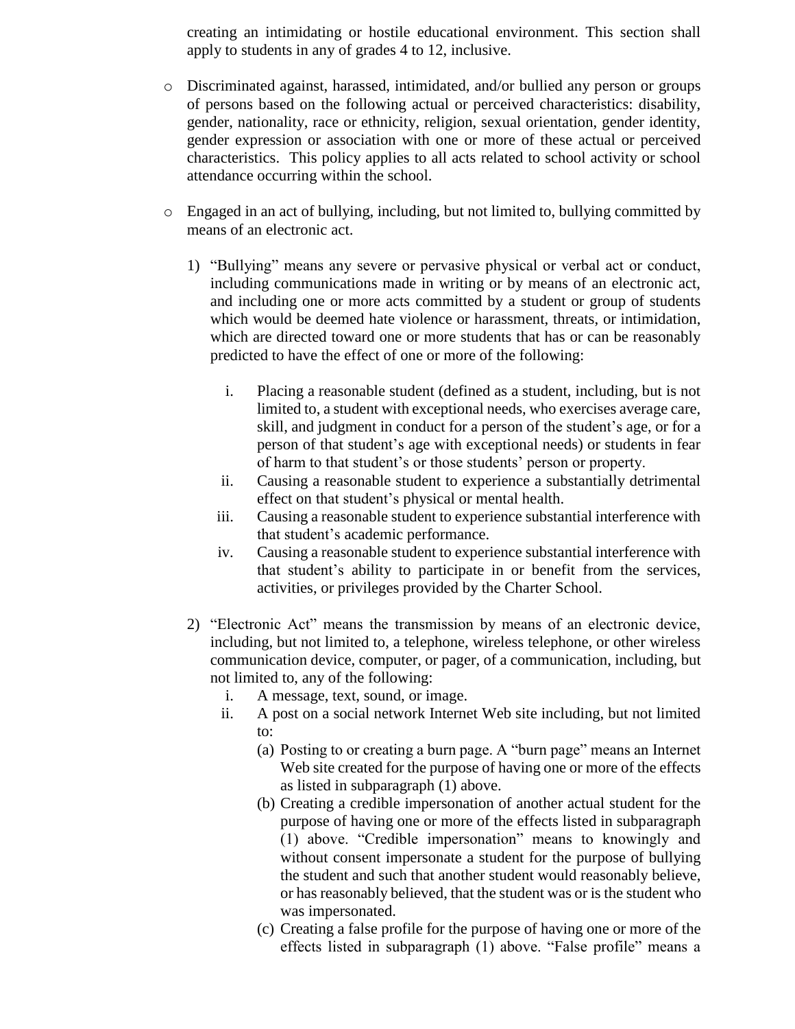creating an intimidating or hostile educational environment. This section shall apply to students in any of grades 4 to 12, inclusive.

- Discriminated against, harassed, intimidated, and/or bullied any person or groups of persons based on the following actual or perceived characteristics: disability, gender, nationality, race or ethnicity, religion, sexual orientation, gender identity, gender expression or association with one or more of these actual or perceived characteristics. This policy applies to all acts related to school activity or school attendance occurring within the school.

- Engaged in an act of bullying, including, but not limited to, bullying committed by means of an electronic act.

  1) "Bullying" means any severe or pervasive physical or verbal act or conduct, including communications made in writing or by means of an electronic act, and including one or more acts committed by a student or group of students which would be deemed hate violence or harassment, threats, or intimidation, which are directed toward one or more students that has or can be reasonably predicted to have the effect of one or more of the following:

     i. Placing a reasonable student (defined as a student, including, but is not limited to, a student with exceptional needs, who exercises average care, skill, and judgment in conduct for a person of the student's age, or for a person of that student's age with exceptional needs) or students in fear of harm to that student's or those students' person or property.
     ii. Causing a reasonable student to experience a substantially detrimental effect on that student's physical or mental health.
     iii. Causing a reasonable student to experience substantial interference with that student's academic performance.
     iv. Causing a reasonable student to experience substantial interference with that student's ability to participate in or benefit from the services, activities, or privileges provided by the Charter School.

  2) "Electronic Act" means the transmission by means of an electronic device, including, but not limited to, a telephone, wireless telephone, or other wireless communication device, computer, or pager, of a communication, including, but not limited to, any of the following:
     i. A message, text, sound, or image.
     ii. A post on a social network Internet Web site including, but not limited to:
        (a) Posting to or creating a burn page. A "burn page" means an Internet Web site created for the purpose of having one or more of the effects as listed in subparagraph (1) above.
        (b) Creating a credible impersonation of another actual student for the purpose of having one or more of the effects listed in subparagraph (1) above. "Credible impersonation" means to knowingly and without consent impersonate a student for the purpose of bullying the student and such that another student would reasonably believe, or has reasonably believed, that the student was or is the student who was impersonated.
        (c) Creating a false profile for the purpose of having one or more of the effects listed in subparagraph (1) above. "False profile" means a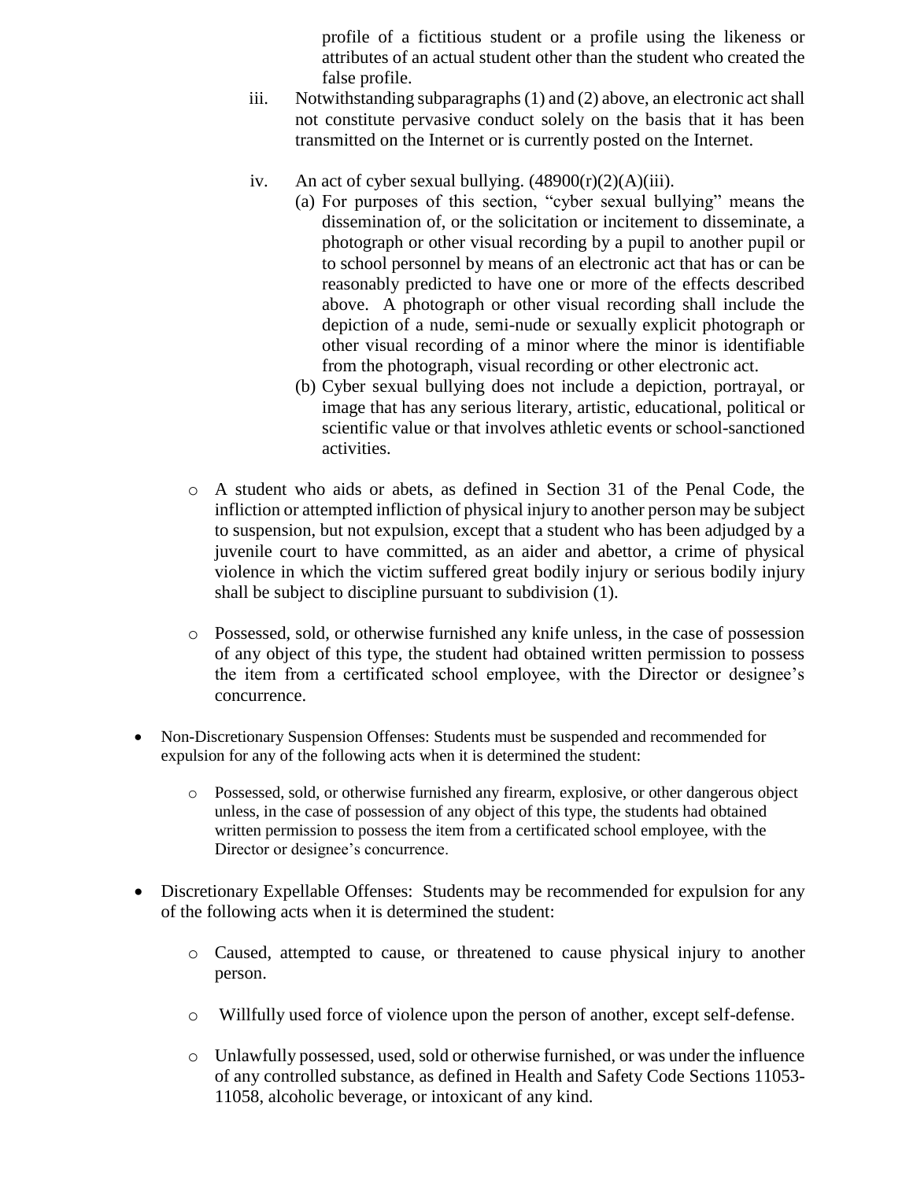profile of a fictitious student or a profile using the likeness or attributes of an actual student other than the student who created the false profile.

iii. Notwithstanding subparagraphs (1) and (2) above, an electronic act shall not constitute pervasive conduct solely on the basis that it has been transmitted on the Internet or is currently posted on the Internet.

iv. An act of cyber sexual bullying. (48900(r)(2)(A)(iii).

(a) For purposes of this section, "cyber sexual bullying" means the dissemination of, or the solicitation or incitement to disseminate, a photograph or other visual recording by a pupil to another pupil or to school personnel by means of an electronic act that has or can be reasonably predicted to have one or more of the effects described above. A photograph or other visual recording shall include the depiction of a nude, semi-nude or sexually explicit photograph or other visual recording of a minor where the minor is identifiable from the photograph, visual recording or other electronic act.

(b) Cyber sexual bullying does not include a depiction, portrayal, or image that has any serious literary, artistic, educational, political or scientific value or that involves athletic events or school-sanctioned activities.

- A student who aids or abets, as defined in Section 31 of the Penal Code, the infliction or attempted infliction of physical injury to another person may be subject to suspension, but not expulsion, except that a student who has been adjudged by a juvenile court to have committed, as an aider and abettor, a crime of physical violence in which the victim suffered great bodily injury or serious bodily injury shall be subject to discipline pursuant to subdivision (1).

- Possessed, sold, or otherwise furnished any knife unless, in the case of possession of any object of this type, the student had obtained written permission to possess the item from a certificated school employee, with the Director or designee's concurrence.

- Non-Discretionary Suspension Offenses: Students must be suspended and recommended for expulsion for any of the following acts when it is determined the student:

  - Possessed, sold, or otherwise furnished any firearm, explosive, or other dangerous object unless, in the case of possession of any object of this type, the students had obtained written permission to possess the item from a certificated school employee, with the Director or designee's concurrence.

- Discretionary Expellable Offenses: Students may be recommended for expulsion for any of the following acts when it is determined the student:

  - Caused, attempted to cause, or threatened to cause physical injury to another person.

  - Willfully used force of violence upon the person of another, except self-defense.

  - Unlawfully possessed, used, sold or otherwise furnished, or was under the influence of any controlled substance, as defined in Health and Safety Code Sections 11053-11058, alcoholic beverage, or intoxicant of any kind.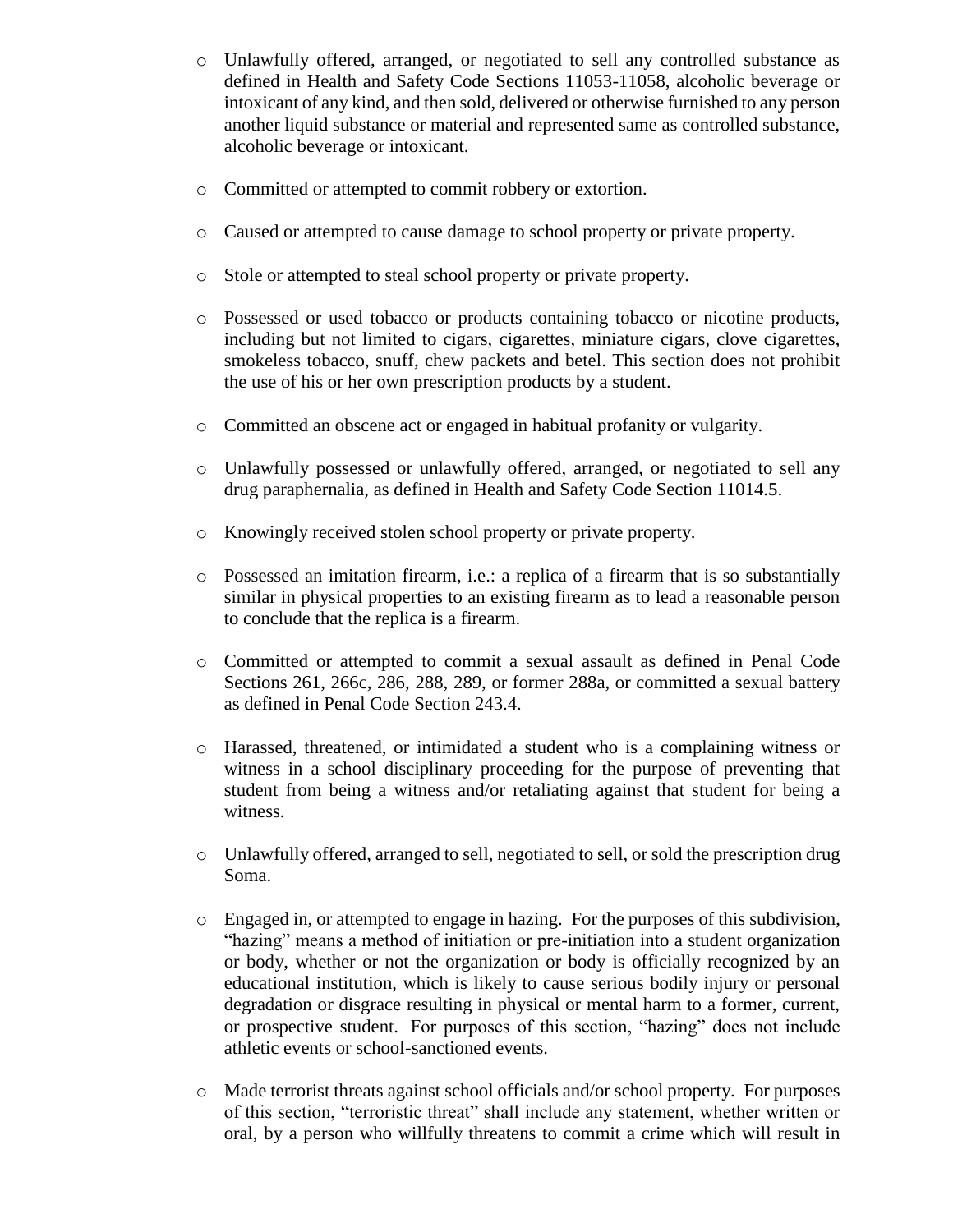- Unlawfully offered, arranged, or negotiated to sell any controlled substance as defined in Health and Safety Code Sections 11053-11058, alcoholic beverage or intoxicant of any kind, and then sold, delivered or otherwise furnished to any person another liquid substance or material and represented same as controlled substance, alcoholic beverage or intoxicant.

- Committed or attempted to commit robbery or extortion.

- Caused or attempted to cause damage to school property or private property.

- Stole or attempted to steal school property or private property.

- Possessed or used tobacco or products containing tobacco or nicotine products, including but not limited to cigars, cigarettes, miniature cigars, clove cigarettes, smokeless tobacco, snuff, chew packets and betel. This section does not prohibit the use of his or her own prescription products by a student.

- Committed an obscene act or engaged in habitual profanity or vulgarity.

- Unlawfully possessed or unlawfully offered, arranged, or negotiated to sell any drug paraphernalia, as defined in Health and Safety Code Section 11014.5.

- Knowingly received stolen school property or private property.

- Possessed an imitation firearm, i.e.: a replica of a firearm that is so substantially similar in physical properties to an existing firearm as to lead a reasonable person to conclude that the replica is a firearm.

- Committed or attempted to commit a sexual assault as defined in Penal Code Sections 261, 266c, 286, 288, 289, or former 288a, or committed a sexual battery as defined in Penal Code Section 243.4.

- Harassed, threatened, or intimidated a student who is a complaining witness or witness in a school disciplinary proceeding for the purpose of preventing that student from being a witness and/or retaliating against that student for being a witness.

- Unlawfully offered, arranged to sell, negotiated to sell, or sold the prescription drug Soma.

- Engaged in, or attempted to engage in hazing. For the purposes of this subdivision, "hazing" means a method of initiation or pre-initiation into a student organization or body, whether or not the organization or body is officially recognized by an educational institution, which is likely to cause serious bodily injury or personal degradation or disgrace resulting in physical or mental harm to a former, current, or prospective student. For purposes of this section, "hazing" does not include athletic events or school-sanctioned events.

- Made terrorist threats against school officials and/or school property. For purposes of this section, "terroristic threat" shall include any statement, whether written or oral, by a person who willfully threatens to commit a crime which will result in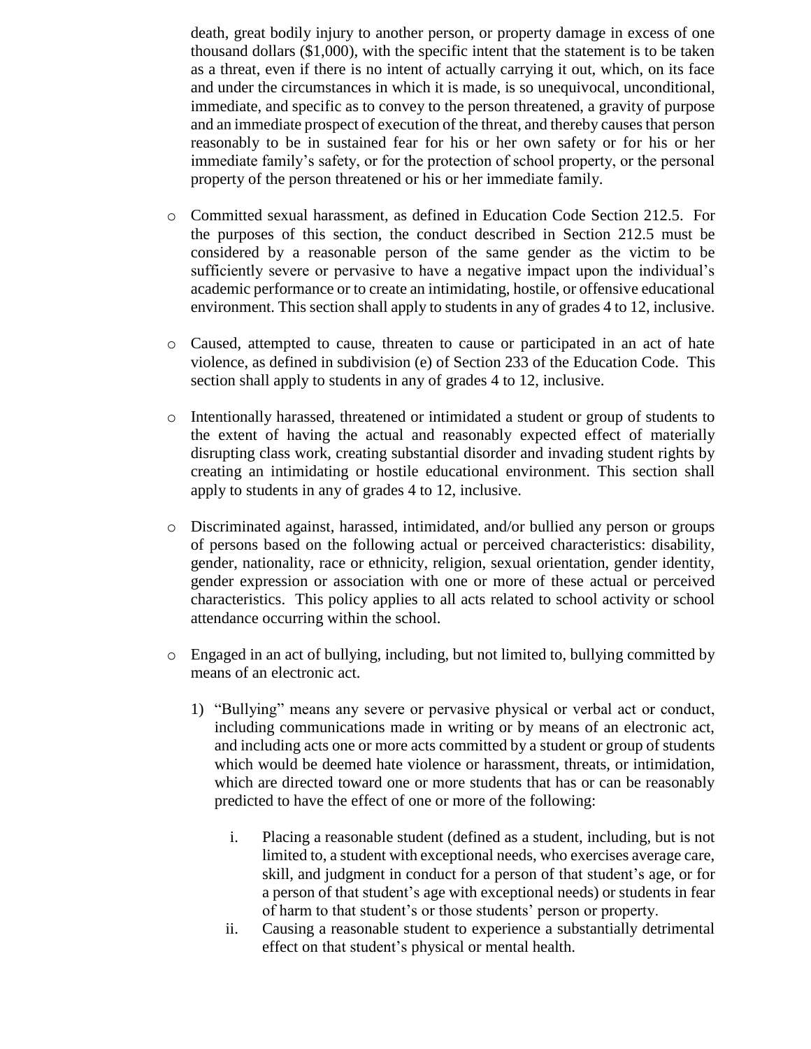death, great bodily injury to another person, or property damage in excess of one thousand dollars ($1,000), with the specific intent that the statement is to be taken as a threat, even if there is no intent of actually carrying it out, which, on its face and under the circumstances in which it is made, is so unequivocal, unconditional, immediate, and specific as to convey to the person threatened, a gravity of purpose and an immediate prospect of execution of the threat, and thereby causes that person reasonably to be in sustained fear for his or her own safety or for his or her immediate family's safety, or for the protection of school property, or the personal property of the person threatened or his or her immediate family.

- Committed sexual harassment, as defined in Education Code Section 212.5. For the purposes of this section, the conduct described in Section 212.5 must be considered by a reasonable person of the same gender as the victim to be sufficiently severe or pervasive to have a negative impact upon the individual's academic performance or to create an intimidating, hostile, or offensive educational environment. This section shall apply to students in any of grades 4 to 12, inclusive.

- Caused, attempted to cause, threaten to cause or participated in an act of hate violence, as defined in subdivision (e) of Section 233 of the Education Code. This section shall apply to students in any of grades 4 to 12, inclusive.

- Intentionally harassed, threatened or intimidated a student or group of students to the extent of having the actual and reasonably expected effect of materially disrupting class work, creating substantial disorder and invading student rights by creating an intimidating or hostile educational environment. This section shall apply to students in any of grades 4 to 12, inclusive.

- Discriminated against, harassed, intimidated, and/or bullied any person or groups of persons based on the following actual or perceived characteristics: disability, gender, nationality, race or ethnicity, religion, sexual orientation, gender identity, gender expression or association with one or more of these actual or perceived characteristics. This policy applies to all acts related to school activity or school attendance occurring within the school.

- Engaged in an act of bullying, including, but not limited to, bullying committed by means of an electronic act.

    1) "Bullying" means any severe or pervasive physical or verbal act or conduct, including communications made in writing or by means of an electronic act, and including acts one or more acts committed by a student or group of students which would be deemed hate violence or harassment, threats, or intimidation, which are directed toward one or more students that has or can be reasonably predicted to have the effect of one or more of the following:

        i. Placing a reasonable student (defined as a student, including, but is not limited to, a student with exceptional needs, who exercises average care, skill, and judgment in conduct for a person of that student's age, or for a person of that student's age with exceptional needs) or students in fear of harm to that student's or those students' person or property.
        ii. Causing a reasonable student to experience a substantially detrimental effect on that student's physical or mental health.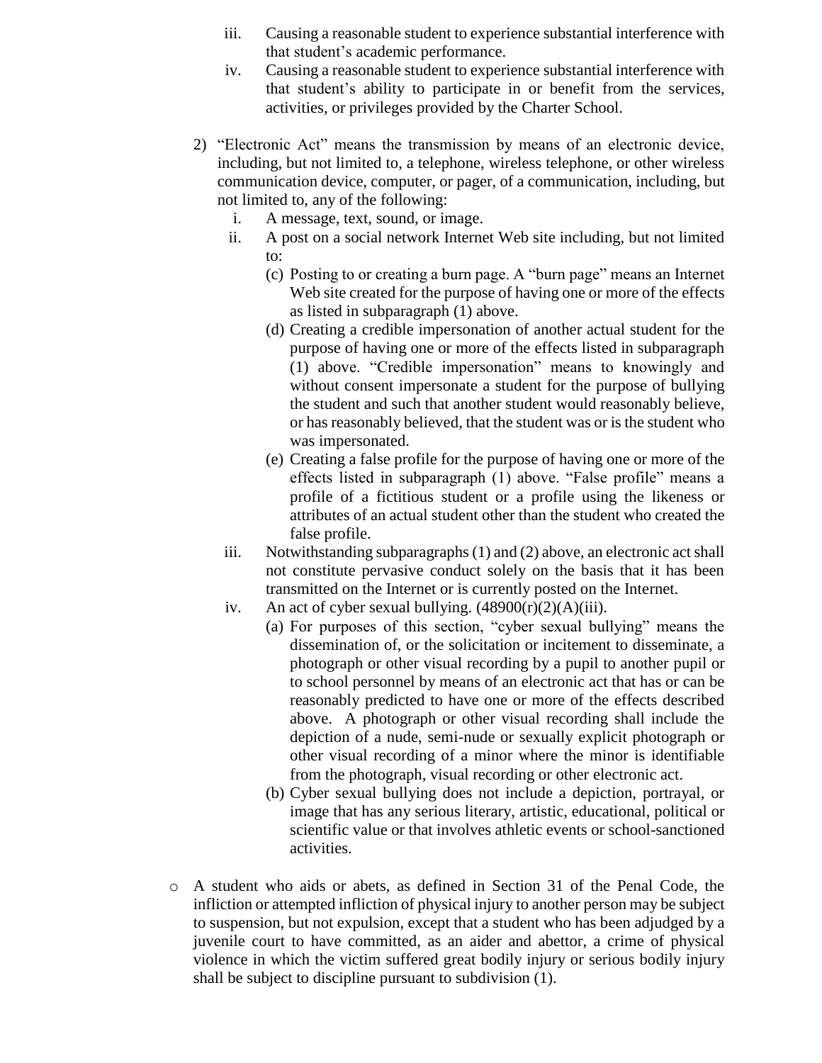iii. Causing a reasonable student to experience substantial interference with that student's academic performance.

iv. Causing a reasonable student to experience substantial interference with that student's ability to participate in or benefit from the services, activities, or privileges provided by the Charter School.

2) "Electronic Act" means the transmission by means of an electronic device, including, but not limited to, a telephone, wireless telephone, or other wireless communication device, computer, or pager, of a communication, including, but not limited to, any of the following:

   i. A message, text, sound, or image.

   ii. A post on a social network Internet Web site including, but not limited to:

      (c) Posting to or creating a burn page. A "burn page" means an Internet Web site created for the purpose of having one or more of the effects as listed in subparagraph (1) above.

      (d) Creating a credible impersonation of another actual student for the purpose of having one or more of the effects listed in subparagraph (1) above. "Credible impersonation" means to knowingly and without consent impersonate a student for the purpose of bullying the student and such that another student would reasonably believe, or has reasonably believed, that the student was or is the student who was impersonated.

      (e) Creating a false profile for the purpose of having one or more of the effects listed in subparagraph (1) above. "False profile" means a profile of a fictitious student or a profile using the likeness or attributes of an actual student other than the student who created the false profile.

   iii. Notwithstanding subparagraphs (1) and (2) above, an electronic act shall not constitute pervasive conduct solely on the basis that it has been transmitted on the Internet or is currently posted on the Internet.

   iv. An act of cyber sexual bullying. (48900(r)(2)(A)(iii).

      (a) For purposes of this section, "cyber sexual bullying" means the dissemination of, or the solicitation or incitement to disseminate, a photograph or other visual recording by a pupil to another pupil or to school personnel by means of an electronic act that has or can be reasonably predicted to have one or more of the effects described above. A photograph or other visual recording shall include the depiction of a nude, semi-nude or sexually explicit photograph or other visual recording of a minor where the minor is identifiable from the photograph, visual recording or other electronic act.

      (b) Cyber sexual bullying does not include a depiction, portrayal, or image that has any serious literary, artistic, educational, political or scientific value or that involves athletic events or school-sanctioned activities.

- A student who aids or abets, as defined in Section 31 of the Penal Code, the infliction or attempted infliction of physical injury to another person may be subject to suspension, but not expulsion, except that a student who has been adjudged by a juvenile court to have committed, as an aider and abettor, a crime of physical violence in which the victim suffered great bodily injury or serious bodily injury shall be subject to discipline pursuant to subdivision (1).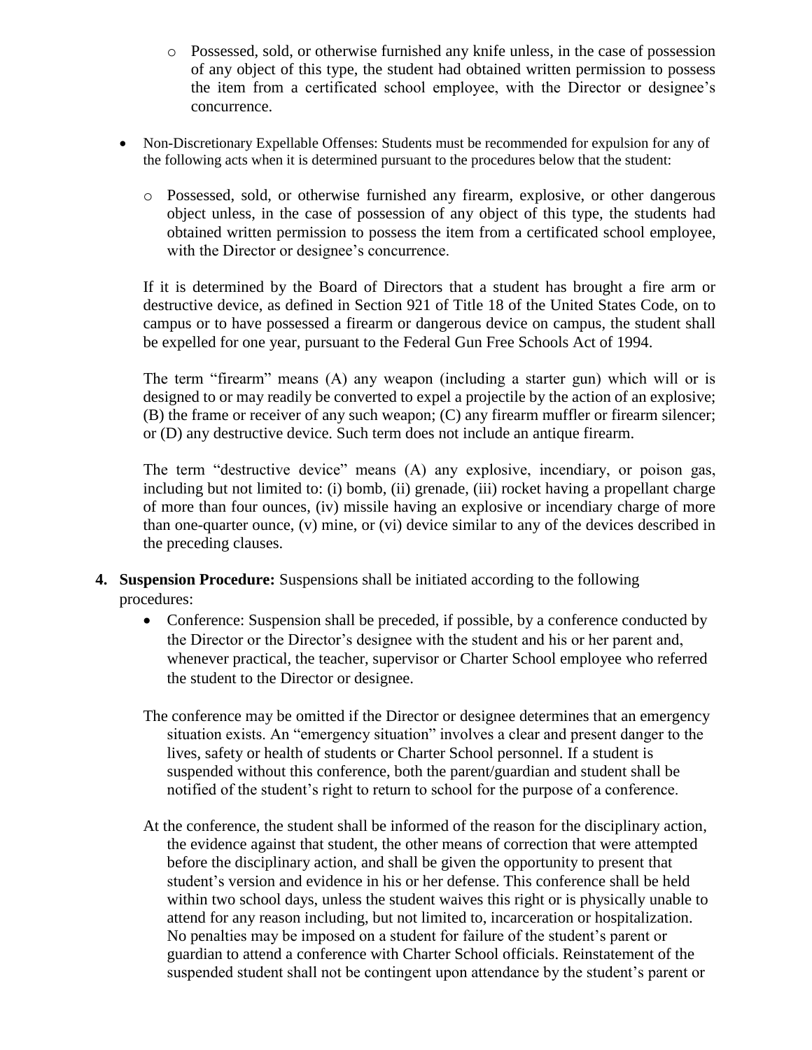- Possessed, sold, or otherwise furnished any knife unless, in the case of possession of any object of this type, the student had obtained written permission to possess the item from a certificated school employee, with the Director or designee's concurrence.

- Non-Discretionary Expellable Offenses: Students must be recommended for expulsion for any of the following acts when it is determined pursuant to the procedures below that the student:

    - Possessed, sold, or otherwise furnished any firearm, explosive, or other dangerous object unless, in the case of possession of any object of this type, the students had obtained written permission to possess the item from a certificated school employee, with the Director or designee's concurrence.

  If it is determined by the Board of Directors that a student has brought a fire arm or destructive device, as defined in Section 921 of Title 18 of the United States Code, on to campus or to have possessed a firearm or dangerous device on campus, the student shall be expelled for one year, pursuant to the Federal Gun Free Schools Act of 1994.

  The term "firearm" means (A) any weapon (including a starter gun) which will or is designed to or may readily be converted to expel a projectile by the action of an explosive; (B) the frame or receiver of any such weapon; (C) any firearm muffler or firearm silencer; or (D) any destructive device. Such term does not include an antique firearm.

  The term "destructive device" means (A) any explosive, incendiary, or poison gas, including but not limited to: (i) bomb, (ii) grenade, (iii) rocket having a propellant charge of more than four ounces, (iv) missile having an explosive or incendiary charge of more than one-quarter ounce, (v) mine, or (vi) device similar to any of the devices described in the preceding clauses.

**4. Suspension Procedure:** Suspensions shall be initiated according to the following procedures:

- Conference: Suspension shall be preceded, if possible, by a conference conducted by the Director or the Director's designee with the student and his or her parent and, whenever practical, the teacher, supervisor or Charter School employee who referred the student to the Director or designee.

The conference may be omitted if the Director or designee determines that an emergency situation exists. An "emergency situation" involves a clear and present danger to the lives, safety or health of students or Charter School personnel. If a student is suspended without this conference, both the parent/guardian and student shall be notified of the student's right to return to school for the purpose of a conference.

At the conference, the student shall be informed of the reason for the disciplinary action, the evidence against that student, the other means of correction that were attempted before the disciplinary action, and shall be given the opportunity to present that student's version and evidence in his or her defense. This conference shall be held within two school days, unless the student waives this right or is physically unable to attend for any reason including, but not limited to, incarceration or hospitalization. No penalties may be imposed on a student for failure of the student's parent or guardian to attend a conference with Charter School officials. Reinstatement of the suspended student shall not be contingent upon attendance by the student's parent or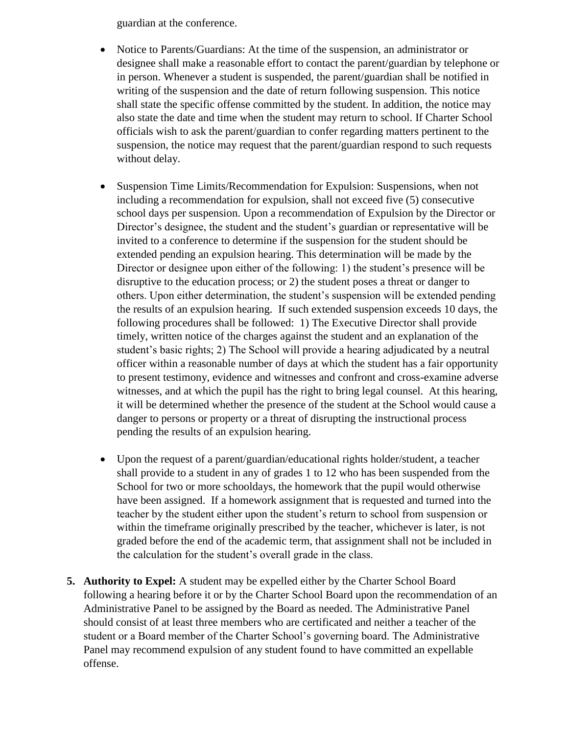guardian at the conference.

- Notice to Parents/Guardians: At the time of the suspension, an administrator or designee shall make a reasonable effort to contact the parent/guardian by telephone or in person. Whenever a student is suspended, the parent/guardian shall be notified in writing of the suspension and the date of return following suspension. This notice shall state the specific offense committed by the student. In addition, the notice may also state the date and time when the student may return to school. If Charter School officials wish to ask the parent/guardian to confer regarding matters pertinent to the suspension, the notice may request that the parent/guardian respond to such requests without delay.

- Suspension Time Limits/Recommendation for Expulsion: Suspensions, when not including a recommendation for expulsion, shall not exceed five (5) consecutive school days per suspension. Upon a recommendation of Expulsion by the Director or Director's designee, the student and the student's guardian or representative will be invited to a conference to determine if the suspension for the student should be extended pending an expulsion hearing. This determination will be made by the Director or designee upon either of the following: 1) the student's presence will be disruptive to the education process; or 2) the student poses a threat or danger to others. Upon either determination, the student's suspension will be extended pending the results of an expulsion hearing. If such extended suspension exceeds 10 days, the following procedures shall be followed: 1) The Executive Director shall provide timely, written notice of the charges against the student and an explanation of the student's basic rights; 2) The School will provide a hearing adjudicated by a neutral officer within a reasonable number of days at which the student has a fair opportunity to present testimony, evidence and witnesses and confront and cross-examine adverse witnesses, and at which the pupil has the right to bring legal counsel. At this hearing, it will be determined whether the presence of the student at the School would cause a danger to persons or property or a threat of disrupting the instructional process pending the results of an expulsion hearing.

- Upon the request of a parent/guardian/educational rights holder/student, a teacher shall provide to a student in any of grades 1 to 12 who has been suspended from the School for two or more schooldays, the homework that the pupil would otherwise have been assigned. If a homework assignment that is requested and turned into the teacher by the student either upon the student's return to school from suspension or within the timeframe originally prescribed by the teacher, whichever is later, is not graded before the end of the academic term, that assignment shall not be included in the calculation for the student's overall grade in the class.

5. **Authority to Expel:** A student may be expelled either by the Charter School Board following a hearing before it or by the Charter School Board upon the recommendation of an Administrative Panel to be assigned by the Board as needed. The Administrative Panel should consist of at least three members who are certificated and neither a teacher of the student or a Board member of the Charter School's governing board. The Administrative Panel may recommend expulsion of any student found to have committed an expellable offense.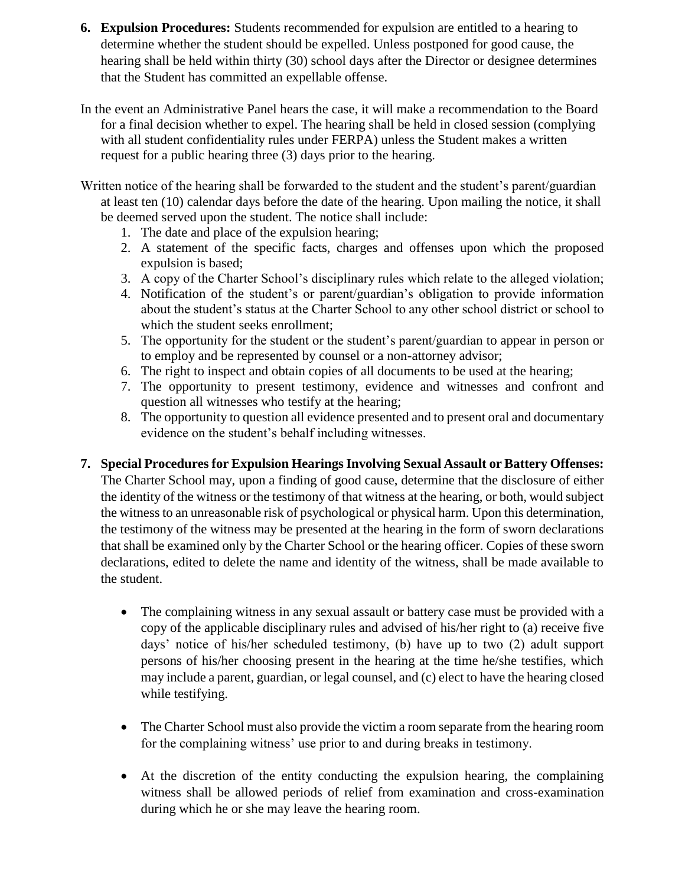6. **Expulsion Procedures:** Students recommended for expulsion are entitled to a hearing to determine whether the student should be expelled. Unless postponed for good cause, the hearing shall be held within thirty (30) school days after the Director or designee determines that the Student has committed an expellable offense.

In the event an Administrative Panel hears the case, it will make a recommendation to the Board for a final decision whether to expel. The hearing shall be held in closed session (complying with all student confidentiality rules under FERPA) unless the Student makes a written request for a public hearing three (3) days prior to the hearing.

Written notice of the hearing shall be forwarded to the student and the student's parent/guardian at least ten (10) calendar days before the date of the hearing. Upon mailing the notice, it shall be deemed served upon the student. The notice shall include:

1. The date and place of the expulsion hearing;
2. A statement of the specific facts, charges and offenses upon which the proposed expulsion is based;
3. A copy of the Charter School's disciplinary rules which relate to the alleged violation;
4. Notification of the student's or parent/guardian's obligation to provide information about the student's status at the Charter School to any other school district or school to which the student seeks enrollment;
5. The opportunity for the student or the student's parent/guardian to appear in person or to employ and be represented by counsel or a non-attorney advisor;
6. The right to inspect and obtain copies of all documents to be used at the hearing;
7. The opportunity to present testimony, evidence and witnesses and confront and question all witnesses who testify at the hearing;
8. The opportunity to question all evidence presented and to present oral and documentary evidence on the student's behalf including witnesses.

7. **Special Procedures for Expulsion Hearings Involving Sexual Assault or Battery Offenses:** The Charter School may, upon a finding of good cause, determine that the disclosure of either the identity of the witness or the testimony of that witness at the hearing, or both, would subject the witness to an unreasonable risk of psychological or physical harm. Upon this determination, the testimony of the witness may be presented at the hearing in the form of sworn declarations that shall be examined only by the Charter School or the hearing officer. Copies of these sworn declarations, edited to delete the name and identity of the witness, shall be made available to the student.

   - The complaining witness in any sexual assault or battery case must be provided with a copy of the applicable disciplinary rules and advised of his/her right to (a) receive five days' notice of his/her scheduled testimony, (b) have up to two (2) adult support persons of his/her choosing present in the hearing at the time he/she testifies, which may include a parent, guardian, or legal counsel, and (c) elect to have the hearing closed while testifying.

   - The Charter School must also provide the victim a room separate from the hearing room for the complaining witness' use prior to and during breaks in testimony.

   - At the discretion of the entity conducting the expulsion hearing, the complaining witness shall be allowed periods of relief from examination and cross-examination during which he or she may leave the hearing room.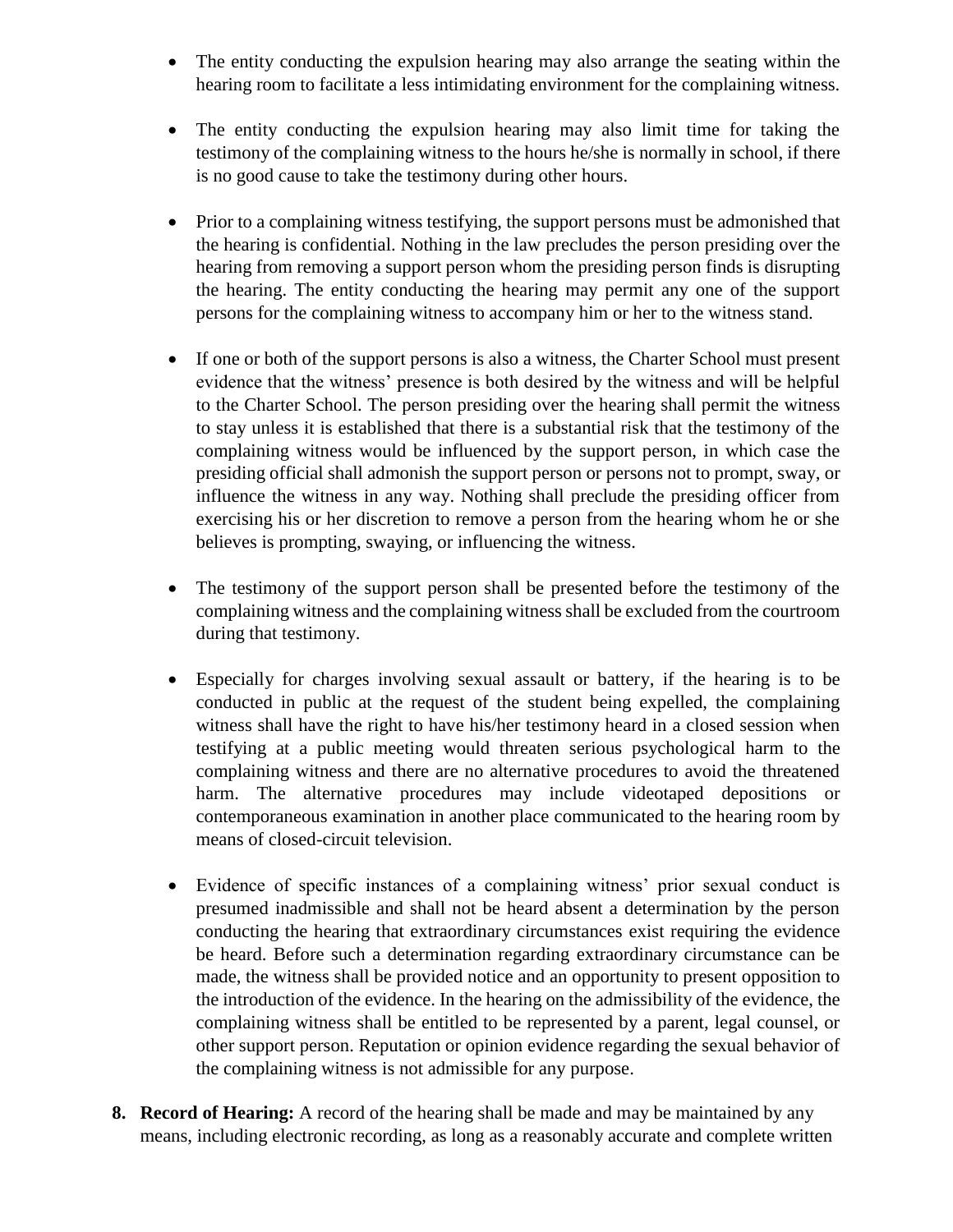- The entity conducting the expulsion hearing may also arrange the seating within the hearing room to facilitate a less intimidating environment for the complaining witness.

- The entity conducting the expulsion hearing may also limit time for taking the testimony of the complaining witness to the hours he/she is normally in school, if there is no good cause to take the testimony during other hours.

- Prior to a complaining witness testifying, the support persons must be admonished that the hearing is confidential. Nothing in the law precludes the person presiding over the hearing from removing a support person whom the presiding person finds is disrupting the hearing. The entity conducting the hearing may permit any one of the support persons for the complaining witness to accompany him or her to the witness stand.

- If one or both of the support persons is also a witness, the Charter School must present evidence that the witness' presence is both desired by the witness and will be helpful to the Charter School. The person presiding over the hearing shall permit the witness to stay unless it is established that there is a substantial risk that the testimony of the complaining witness would be influenced by the support person, in which case the presiding official shall admonish the support person or persons not to prompt, sway, or influence the witness in any way. Nothing shall preclude the presiding officer from exercising his or her discretion to remove a person from the hearing whom he or she believes is prompting, swaying, or influencing the witness.

- The testimony of the support person shall be presented before the testimony of the complaining witness and the complaining witness shall be excluded from the courtroom during that testimony.

- Especially for charges involving sexual assault or battery, if the hearing is to be conducted in public at the request of the student being expelled, the complaining witness shall have the right to have his/her testimony heard in a closed session when testifying at a public meeting would threaten serious psychological harm to the complaining witness and there are no alternative procedures to avoid the threatened harm. The alternative procedures may include videotaped depositions or contemporaneous examination in another place communicated to the hearing room by means of closed-circuit television.

- Evidence of specific instances of a complaining witness' prior sexual conduct is presumed inadmissible and shall not be heard absent a determination by the person conducting the hearing that extraordinary circumstances exist requiring the evidence be heard. Before such a determination regarding extraordinary circumstance can be made, the witness shall be provided notice and an opportunity to present opposition to the introduction of the evidence. In the hearing on the admissibility of the evidence, the complaining witness shall be entitled to be represented by a parent, legal counsel, or other support person. Reputation or opinion evidence regarding the sexual behavior of the complaining witness is not admissible for any purpose.

8. **Record of Hearing:** A record of the hearing shall be made and may be maintained by any means, including electronic recording, as long as a reasonably accurate and complete written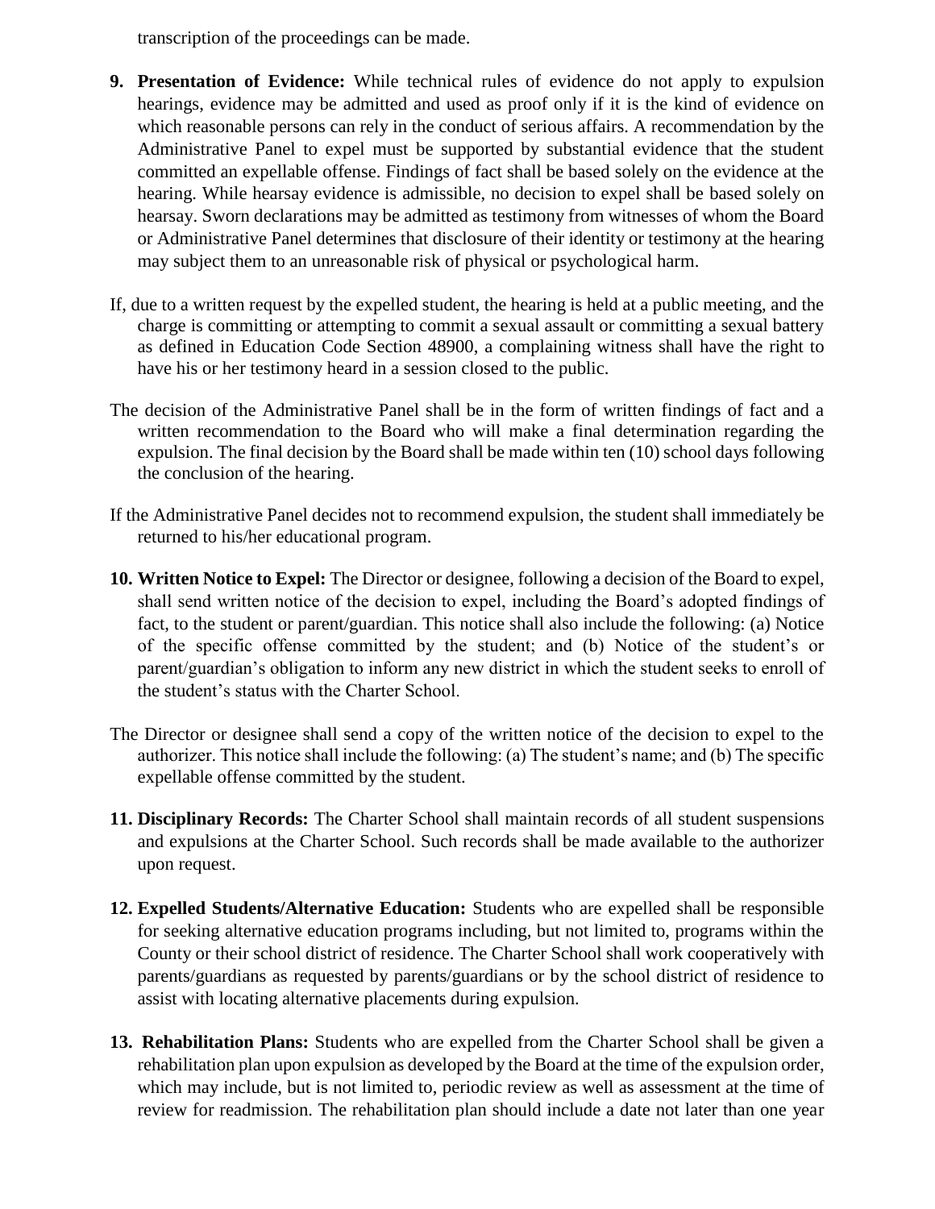transcription of the proceedings can be made.

9. **Presentation of Evidence:** While technical rules of evidence do not apply to expulsion hearings, evidence may be admitted and used as proof only if it is the kind of evidence on which reasonable persons can rely in the conduct of serious affairs. A recommendation by the Administrative Panel to expel must be supported by substantial evidence that the student committed an expellable offense. Findings of fact shall be based solely on the evidence at the hearing. While hearsay evidence is admissible, no decision to expel shall be based solely on hearsay. Sworn declarations may be admitted as testimony from witnesses of whom the Board or Administrative Panel determines that disclosure of their identity or testimony at the hearing may subject them to an unreasonable risk of physical or psychological harm.

If, due to a written request by the expelled student, the hearing is held at a public meeting, and the charge is committing or attempting to commit a sexual assault or committing a sexual battery as defined in Education Code Section 48900, a complaining witness shall have the right to have his or her testimony heard in a session closed to the public.

The decision of the Administrative Panel shall be in the form of written findings of fact and a written recommendation to the Board who will make a final determination regarding the expulsion. The final decision by the Board shall be made within ten (10) school days following the conclusion of the hearing.

If the Administrative Panel decides not to recommend expulsion, the student shall immediately be returned to his/her educational program.

10. **Written Notice to Expel:** The Director or designee, following a decision of the Board to expel, shall send written notice of the decision to expel, including the Board's adopted findings of fact, to the student or parent/guardian. This notice shall also include the following: (a) Notice of the specific offense committed by the student; and (b) Notice of the student's or parent/guardian's obligation to inform any new district in which the student seeks to enroll of the student's status with the Charter School.

The Director or designee shall send a copy of the written notice of the decision to expel to the authorizer. This notice shall include the following: (a) The student's name; and (b) The specific expellable offense committed by the student.

11. **Disciplinary Records:** The Charter School shall maintain records of all student suspensions and expulsions at the Charter School. Such records shall be made available to the authorizer upon request.

12. **Expelled Students/Alternative Education:** Students who are expelled shall be responsible for seeking alternative education programs including, but not limited to, programs within the County or their school district of residence. The Charter School shall work cooperatively with parents/guardians as requested by parents/guardians or by the school district of residence to assist with locating alternative placements during expulsion.

13. **Rehabilitation Plans:** Students who are expelled from the Charter School shall be given a rehabilitation plan upon expulsion as developed by the Board at the time of the expulsion order, which may include, but is not limited to, periodic review as well as assessment at the time of review for readmission. The rehabilitation plan should include a date not later than one year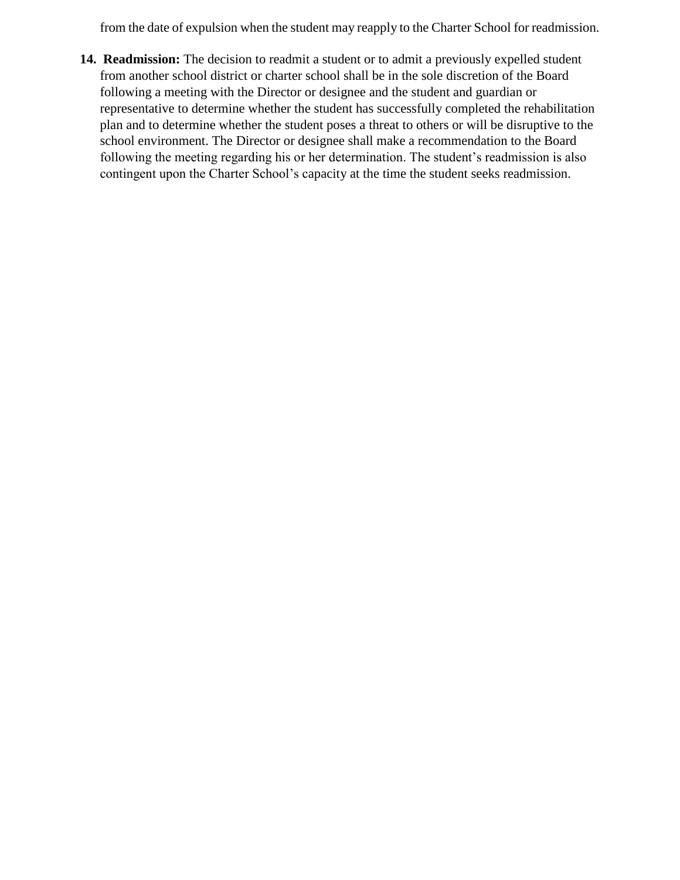from the date of expulsion when the student may reapply to the Charter School for readmission.

14. **Readmission:** The decision to readmit a student or to admit a previously expelled student from another school district or charter school shall be in the sole discretion of the Board following a meeting with the Director or designee and the student and guardian or representative to determine whether the student has successfully completed the rehabilitation plan and to determine whether the student poses a threat to others or will be disruptive to the school environment. The Director or designee shall make a recommendation to the Board following the meeting regarding his or her determination. The student's readmission is also contingent upon the Charter School's capacity at the time the student seeks readmission.